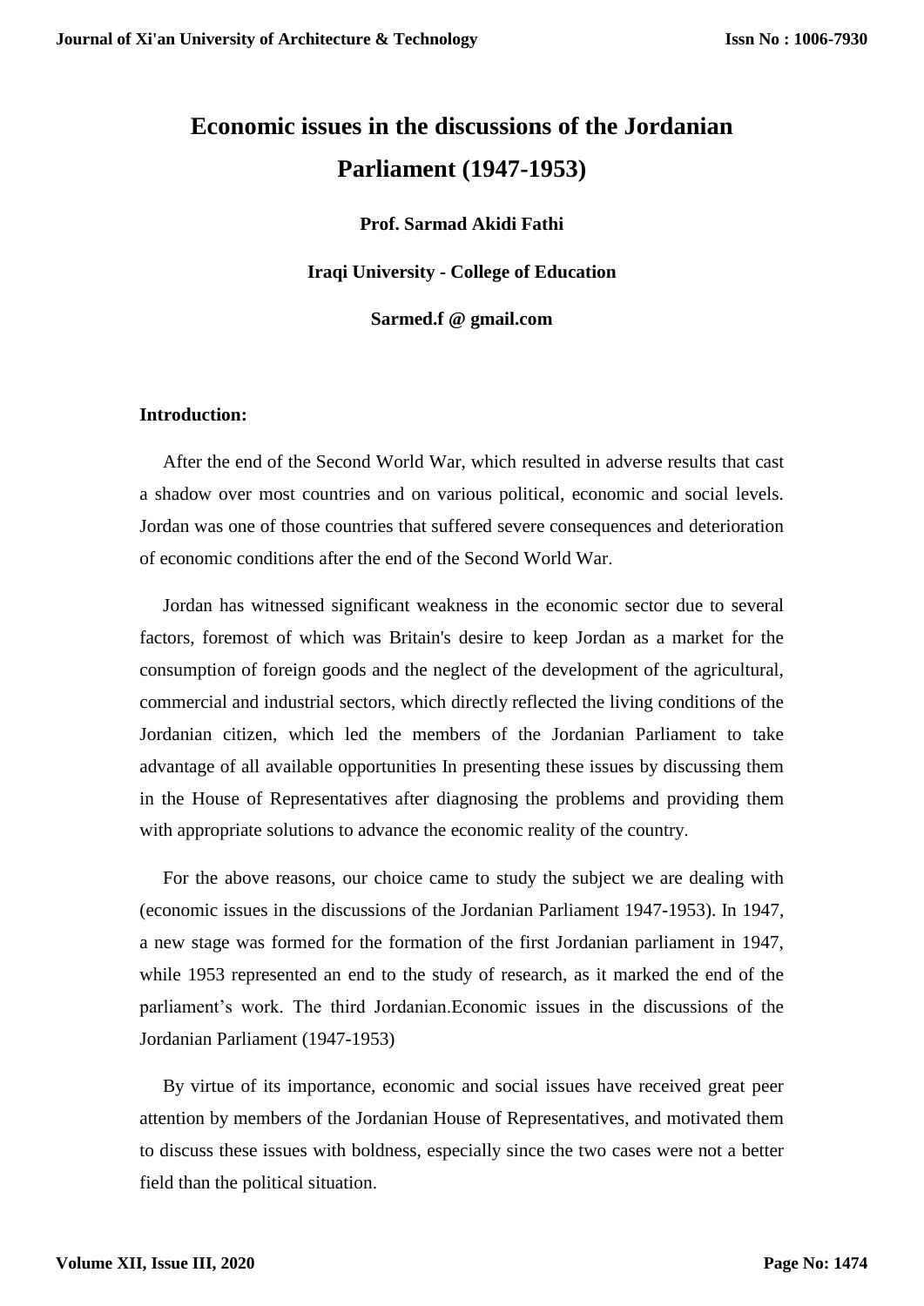# Economic issues in the discussions of the Jordanian Parliament (1947-1953)

**Prof. Sarmad Akidi Fathi**

**Iraqi University - College of Education**

**Sarmed.f @ gmail.com**

**Introduction:**

After the end of the Second World War, which resulted in adverse results that cast a shadow over most countries and on various political, economic and social levels. Jordan was one of those countries that suffered severe consequences and deterioration of economic conditions after the end of the Second World War.

Jordan has witnessed significant weakness in the economic sector due to several factors, foremost of which was Britain's desire to keep Jordan as a market for the consumption of foreign goods and the neglect of the development of the agricultural, commercial and industrial sectors, which directly reflected the living conditions of the Jordanian citizen, which led the members of the Jordanian Parliament to take advantage of all available opportunities In presenting these issues by discussing them in the House of Representatives after diagnosing the problems and providing them with appropriate solutions to advance the economic reality of the country.

For the above reasons, our choice came to study the subject we are dealing with (economic issues in the discussions of the Jordanian Parliament 1947-1953). In 1947, a new stage was formed for the formation of the first Jordanian parliament in 1947, while 1953 represented an end to the study of research, as it marked the end of the parliament's work. The third Jordanian.Economic issues in the discussions of the Jordanian Parliament (1947-1953)

By virtue of its importance, economic and social issues have received great peer attention by members of the Jordanian House of Representatives, and motivated them to discuss these issues with boldness, especially since the two cases were not a better field than the political situation.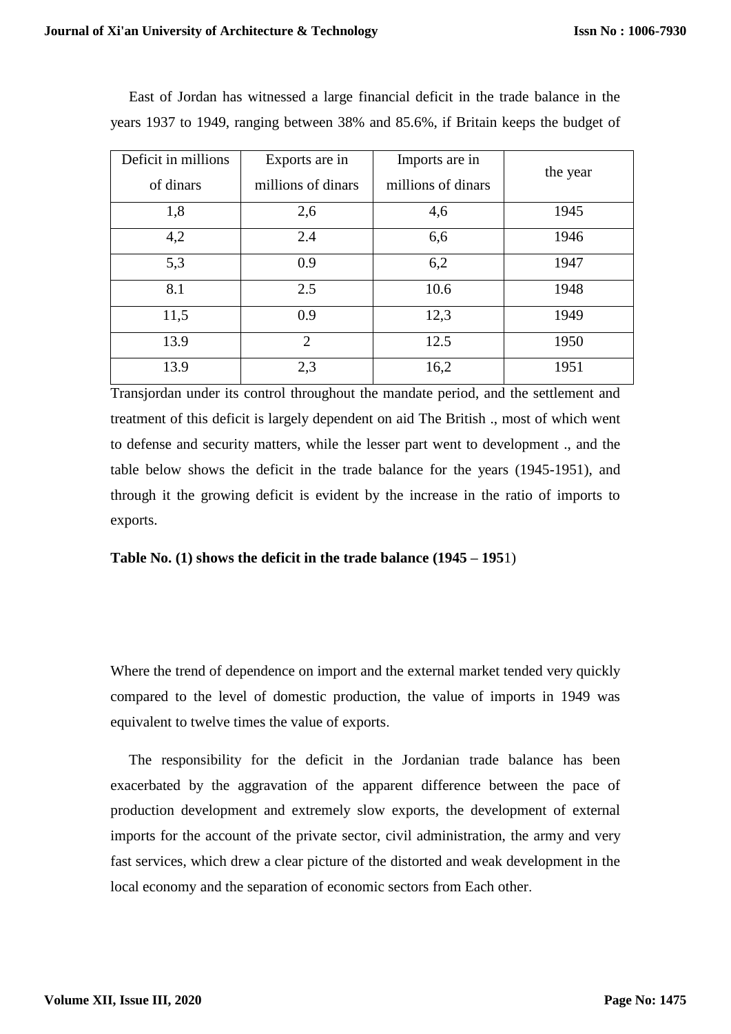East of Jordan has witnessed a large financial deficit in the trade balance in the years 1937 to 1949, ranging between 38% and 85.6%, if Britain keeps the budget of Transjordan under its control throughout the mandate period, and the settlement and treatment of this deficit is largely dependent on aid The British ., most of which went to defense and security matters, while the lesser part went to development ., and the table below shows the deficit in the trade balance for the years (1945-1951), and through it the growing deficit is evident by the increase in the ratio of imports to exports.

**Table No. (1) shows the deficit in the trade balance (1945 – 1951)**

| Deficit in millions of dinars | Exports are in millions of dinars | Imports are in millions of dinars | the year |
|---|---|---|---|
| 1,8 | 2,6 | 4,6 | 1945 |
| 4,2 | 2.4 | 6,6 | 1946 |
| 5,3 | 0.9 | 6,2 | 1947 |
| 8.1 | 2.5 | 10.6 | 1948 |
| 11,5 | 0.9 | 12,3 | 1949 |
| 13.9 | 2 | 12.5 | 1950 |
| 13.9 | 2,3 | 16,2 | 1951 |

Where the trend of dependence on import and the external market tended very quickly compared to the level of domestic production, the value of imports in 1949 was equivalent to twelve times the value of exports.

The responsibility for the deficit in the Jordanian trade balance has been exacerbated by the aggravation of the apparent difference between the pace of production development and extremely slow exports, the development of external imports for the account of the private sector, civil administration, the army and very fast services, which drew a clear picture of the distorted and weak development in the local economy and the separation of economic sectors from Each other.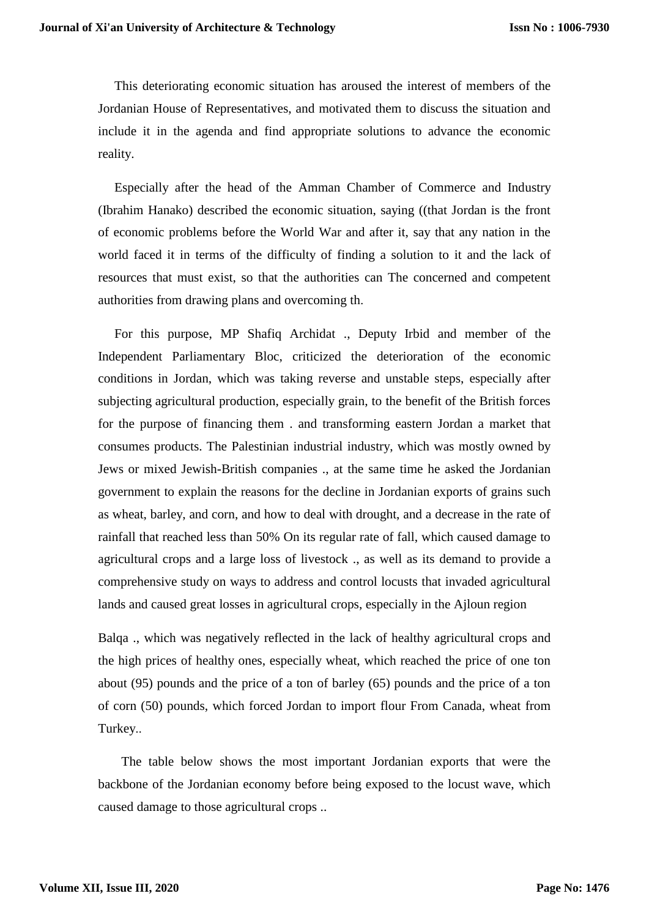This deteriorating economic situation has aroused the interest of members of the Jordanian House of Representatives, and motivated them to discuss the situation and include it in the agenda and find appropriate solutions to advance the economic reality.

Especially after the head of the Amman Chamber of Commerce and Industry (Ibrahim Hanako) described the economic situation, saying ((that Jordan is the front of economic problems before the World War and after it, say that any nation in the world faced it in terms of the difficulty of finding a solution to it and the lack of resources that must exist, so that the authorities can The concerned and competent authorities from drawing plans and overcoming th.

For this purpose, MP Shafiq Archidat ., Deputy Irbid and member of the Independent Parliamentary Bloc, criticized the deterioration of the economic conditions in Jordan, which was taking reverse and unstable steps, especially after subjecting agricultural production, especially grain, to the benefit of the British forces for the purpose of financing them . and transforming eastern Jordan a market that consumes products. The Palestinian industrial industry, which was mostly owned by Jews or mixed Jewish-British companies ., at the same time he asked the Jordanian government to explain the reasons for the decline in Jordanian exports of grains such as wheat, barley, and corn, and how to deal with drought, and a decrease in the rate of rainfall that reached less than 50% On its regular rate of fall, which caused damage to agricultural crops and a large loss of livestock ., as well as its demand to provide a comprehensive study on ways to address and control locusts that invaded agricultural lands and caused great losses in agricultural crops, especially in the Ajloun region

Balqa ., which was negatively reflected in the lack of healthy agricultural crops and the high prices of healthy ones, especially wheat, which reached the price of one ton about (95) pounds and the price of a ton of barley (65) pounds and the price of a ton of corn (50) pounds, which forced Jordan to import flour From Canada, wheat from Turkey..

The table below shows the most important Jordanian exports that were the backbone of the Jordanian economy before being exposed to the locust wave, which caused damage to those agricultural crops ..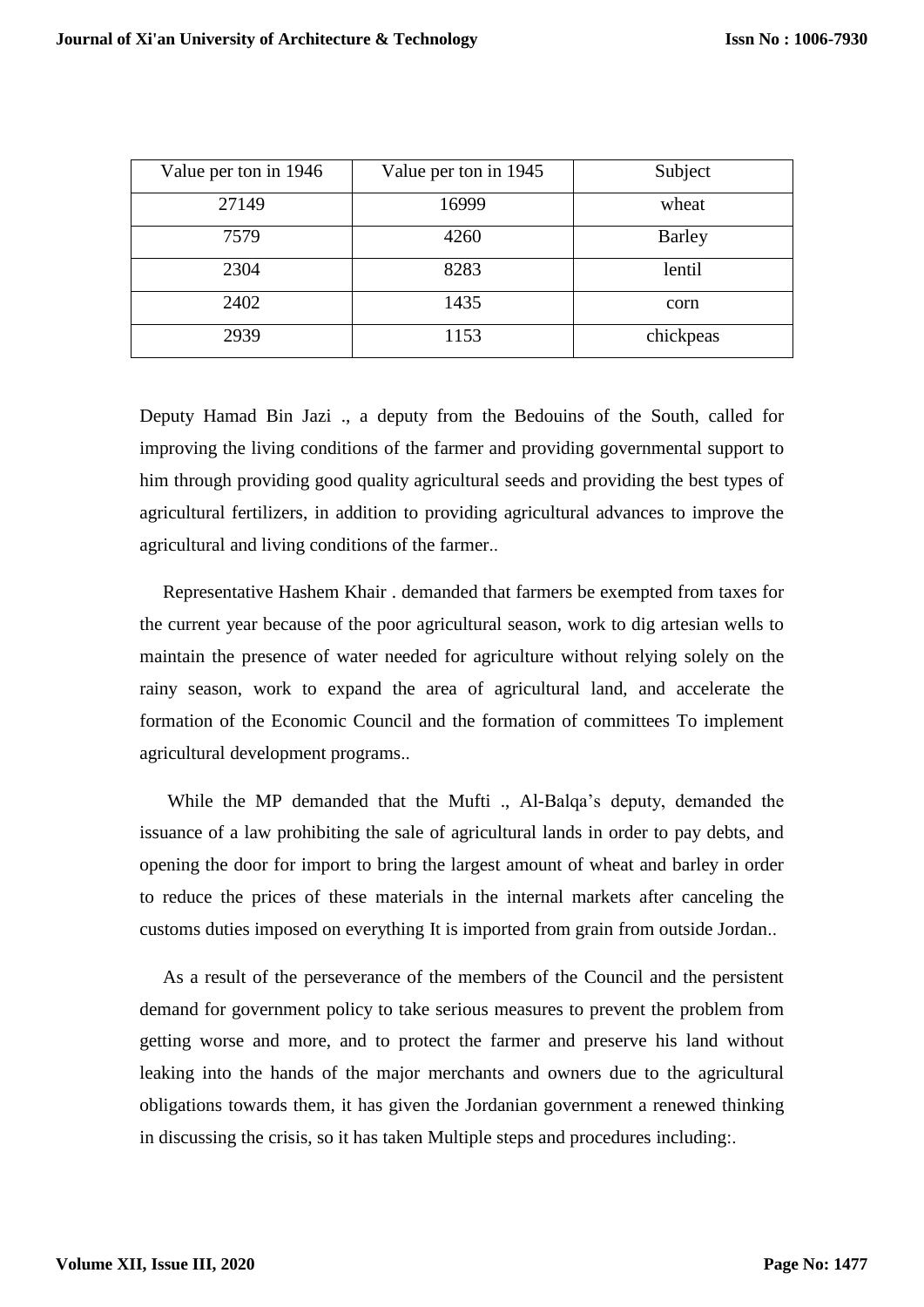| Value per ton in 1946 | Value per ton in 1945 | Subject |
|---|---|---|
| 27149 | 16999 | wheat |
| 7579 | 4260 | Barley |
| 2304 | 8283 | lentil |
| 2402 | 1435 | corn |
| 2939 | 1153 | chickpeas |

Deputy Hamad Bin Jazi ., a deputy from the Bedouins of the South, called for improving the living conditions of the farmer and providing governmental support to him through providing good quality agricultural seeds and providing the best types of agricultural fertilizers, in addition to providing agricultural advances to improve the agricultural and living conditions of the farmer..

Representative Hashem Khair . demanded that farmers be exempted from taxes for the current year because of the poor agricultural season, work to dig artesian wells to maintain the presence of water needed for agriculture without relying solely on the rainy season, work to expand the area of agricultural land, and accelerate the formation of the Economic Council and the formation of committees To implement agricultural development programs..

While the MP demanded that the Mufti ., Al-Balqa's deputy, demanded the issuance of a law prohibiting the sale of agricultural lands in order to pay debts, and opening the door for import to bring the largest amount of wheat and barley in order to reduce the prices of these materials in the internal markets after canceling the customs duties imposed on everything It is imported from grain from outside Jordan..

As a result of the perseverance of the members of the Council and the persistent demand for government policy to take serious measures to prevent the problem from getting worse and more, and to protect the farmer and preserve his land without leaking into the hands of the major merchants and owners due to the agricultural obligations towards them, it has given the Jordanian government a renewed thinking in discussing the crisis, so it has taken Multiple steps and procedures including:.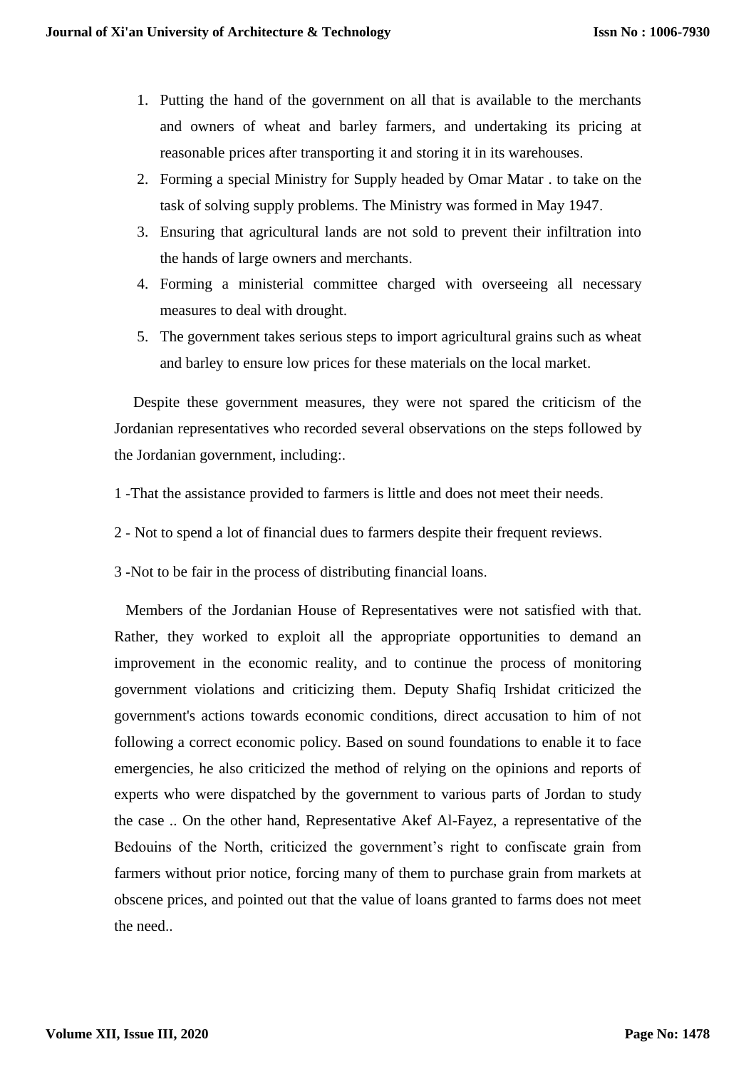1. Putting the hand of the government on all that is available to the merchants and owners of wheat and barley farmers, and undertaking its pricing at reasonable prices after transporting it and storing it in its warehouses.
2. Forming a special Ministry for Supply headed by Omar Matar . to take on the task of solving supply problems. The Ministry was formed in May 1947.
3. Ensuring that agricultural lands are not sold to prevent their infiltration into the hands of large owners and merchants.
4. Forming a ministerial committee charged with overseeing all necessary measures to deal with drought.
5. The government takes serious steps to import agricultural grains such as wheat and barley to ensure low prices for these materials on the local market.

Despite these government measures, they were not spared the criticism of the Jordanian representatives who recorded several observations on the steps followed by the Jordanian government, including:.

1 -That the assistance provided to farmers is little and does not meet their needs.

2 - Not to spend a lot of financial dues to farmers despite their frequent reviews.

3 -Not to be fair in the process of distributing financial loans.

Members of the Jordanian House of Representatives were not satisfied with that. Rather, they worked to exploit all the appropriate opportunities to demand an improvement in the economic reality, and to continue the process of monitoring government violations and criticizing them. Deputy Shafiq Irshidat criticized the government's actions towards economic conditions, direct accusation to him of not following a correct economic policy. Based on sound foundations to enable it to face emergencies, he also criticized the method of relying on the opinions and reports of experts who were dispatched by the government to various parts of Jordan to study the case .. On the other hand, Representative Akef Al-Fayez, a representative of the Bedouins of the North, criticized the government's right to confiscate grain from farmers without prior notice, forcing many of them to purchase grain from markets at obscene prices, and pointed out that the value of loans granted to farms does not meet the need..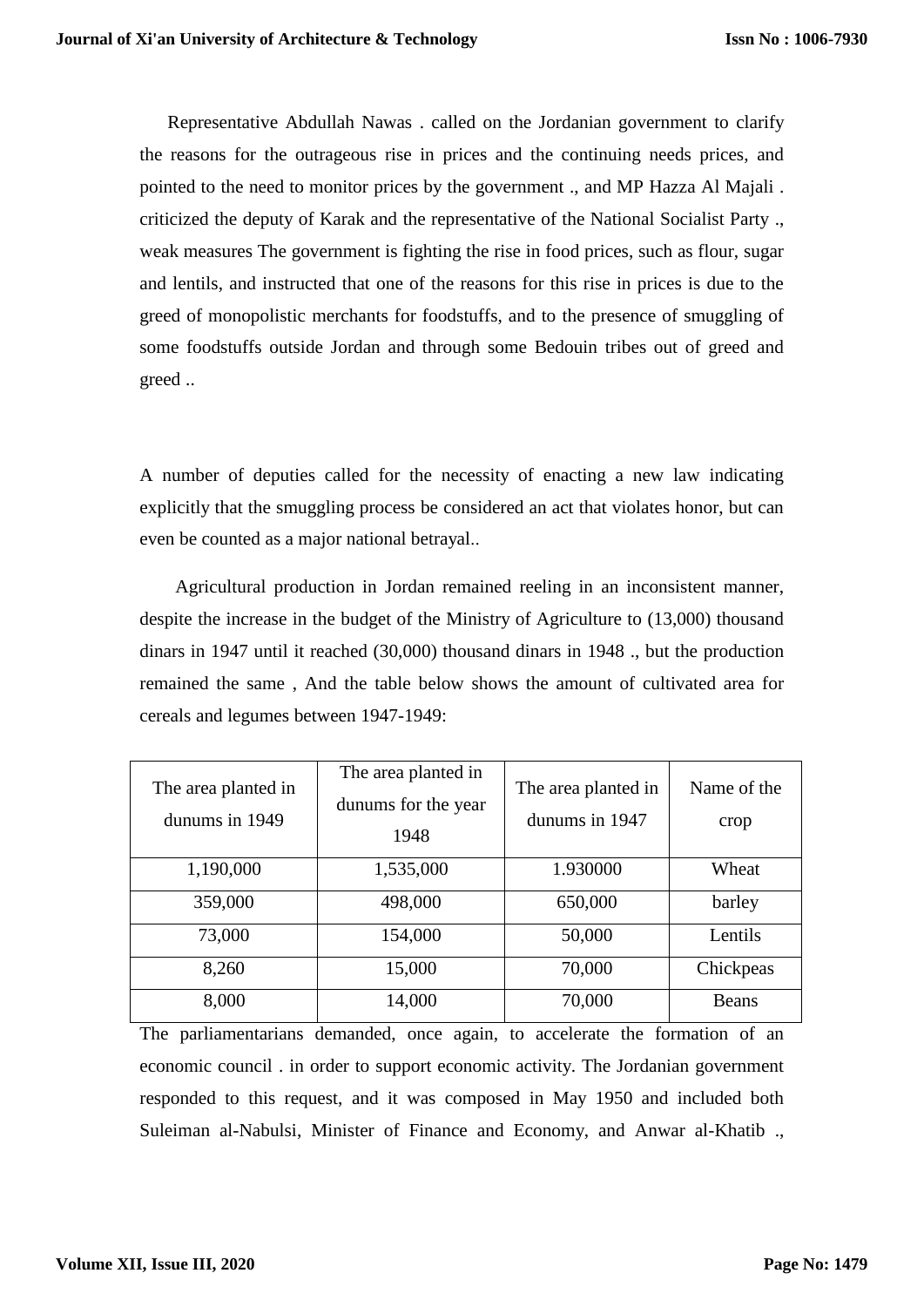Representative Abdullah Nawas . called on the Jordanian government to clarify the reasons for the outrageous rise in prices and the continuing needs prices, and pointed to the need to monitor prices by the government ., and MP Hazza Al Majali . criticized the deputy of Karak and the representative of the National Socialist Party ., weak measures The government is fighting the rise in food prices, such as flour, sugar and lentils, and instructed that one of the reasons for this rise in prices is due to the greed of monopolistic merchants for foodstuffs, and to the presence of smuggling of some foodstuffs outside Jordan and through some Bedouin tribes out of greed and greed ..

A number of deputies called for the necessity of enacting a new law indicating explicitly that the smuggling process be considered an act that violates honor, but can even be counted as a major national betrayal..

Agricultural production in Jordan remained reeling in an inconsistent manner, despite the increase in the budget of the Ministry of Agriculture to (13,000) thousand dinars in 1947 until it reached (30,000) thousand dinars in 1948 ., but the production remained the same , And the table below shows the amount of cultivated area for cereals and legumes between 1947-1949:

| The area planted in dunums in 1949 | The area planted in dunums for the year 1948 | The area planted in dunums in 1947 | Name of the crop |
|---|---|---|---|
| 1,190,000 | 1,535,000 | 1.930000 | Wheat |
| 359,000 | 498,000 | 650,000 | barley |
| 73,000 | 154,000 | 50,000 | Lentils |
| 8,260 | 15,000 | 70,000 | Chickpeas |
| 8,000 | 14,000 | 70,000 | Beans |

The parliamentarians demanded, once again, to accelerate the formation of an economic council . in order to support economic activity. The Jordanian government responded to this request, and it was composed in May 1950 and included both Suleiman al-Nabulsi, Minister of Finance and Economy, and Anwar al-Khatib .,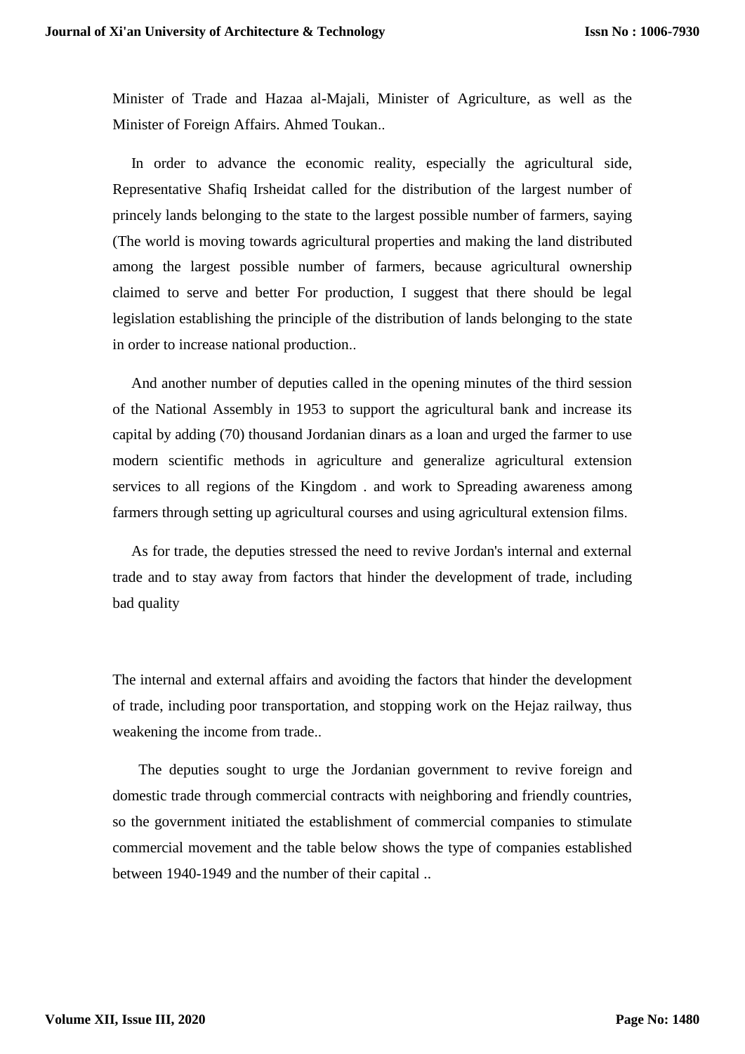Minister of Trade and Hazaa al-Majali, Minister of Agriculture, as well as the Minister of Foreign Affairs. Ahmed Toukan..

In order to advance the economic reality, especially the agricultural side, Representative Shafiq Irsheidat called for the distribution of the largest number of princely lands belonging to the state to the largest possible number of farmers, saying (The world is moving towards agricultural properties and making the land distributed among the largest possible number of farmers, because agricultural ownership claimed to serve and better For production, I suggest that there should be legal legislation establishing the principle of the distribution of lands belonging to the state in order to increase national production..

And another number of deputies called in the opening minutes of the third session of the National Assembly in 1953 to support the agricultural bank and increase its capital by adding (70) thousand Jordanian dinars as a loan and urged the farmer to use modern scientific methods in agriculture and generalize agricultural extension services to all regions of the Kingdom . and work to Spreading awareness among farmers through setting up agricultural courses and using agricultural extension films.

As for trade, the deputies stressed the need to revive Jordan's internal and external trade and to stay away from factors that hinder the development of trade, including bad quality

The internal and external affairs and avoiding the factors that hinder the development of trade, including poor transportation, and stopping work on the Hejaz railway, thus weakening the income from trade..

The deputies sought to urge the Jordanian government to revive foreign and domestic trade through commercial contracts with neighboring and friendly countries, so the government initiated the establishment of commercial companies to stimulate commercial movement and the table below shows the type of companies established between 1940-1949 and the number of their capital ..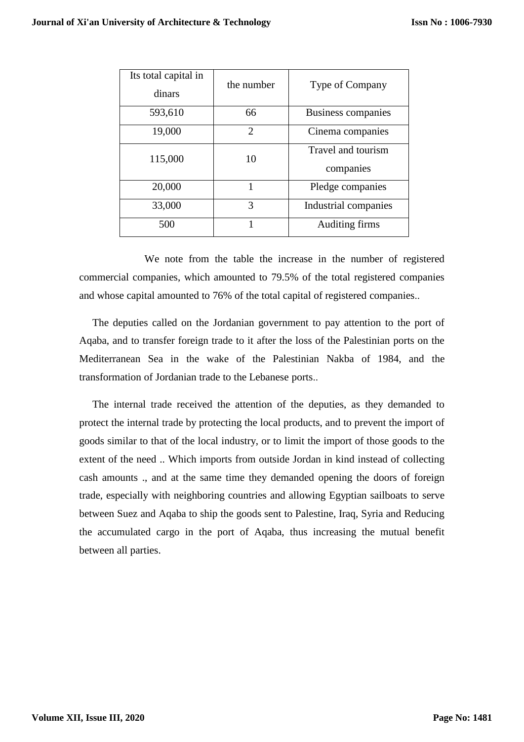| Its total capital in dinars | the number | Type of Company |
| --- | --- | --- |
| 593,610 | 66 | Business companies |
| 19,000 | 2 | Cinema companies |
| 115,000 | 10 | Travel and tourism companies |
| 20,000 | 1 | Pledge companies |
| 33,000 | 3 | Industrial companies |
| 500 | 1 | Auditing firms |

We note from the table the increase in the number of registered commercial companies, which amounted to 79.5% of the total registered companies and whose capital amounted to 76% of the total capital of registered companies..

The deputies called on the Jordanian government to pay attention to the port of Aqaba, and to transfer foreign trade to it after the loss of the Palestinian ports on the Mediterranean Sea in the wake of the Palestinian Nakba of 1984, and the transformation of Jordanian trade to the Lebanese ports..

The internal trade received the attention of the deputies, as they demanded to protect the internal trade by protecting the local products, and to prevent the import of goods similar to that of the local industry, or to limit the import of those goods to the extent of the need .. Which imports from outside Jordan in kind instead of collecting cash amounts ., and at the same time they demanded opening the doors of foreign trade, especially with neighboring countries and allowing Egyptian sailboats to serve between Suez and Aqaba to ship the goods sent to Palestine, Iraq, Syria and Reducing the accumulated cargo in the port of Aqaba, thus increasing the mutual benefit between all parties.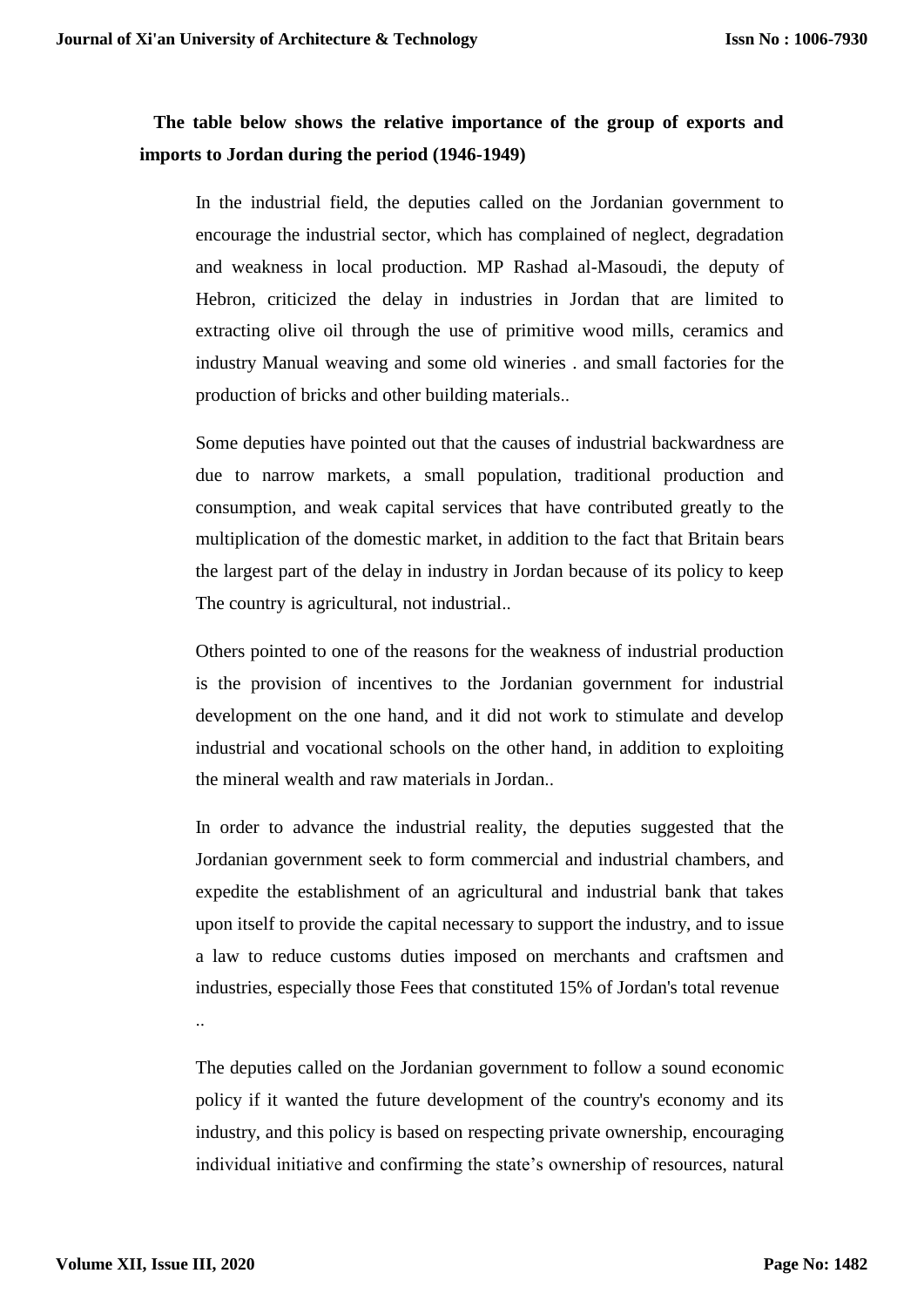**The table below shows the relative importance of the group of exports and imports to Jordan during the period (1946-1949)**

In the industrial field, the deputies called on the Jordanian government to encourage the industrial sector, which has complained of neglect, degradation and weakness in local production. MP Rashad al-Masoudi, the deputy of Hebron, criticized the delay in industries in Jordan that are limited to extracting olive oil through the use of primitive wood mills, ceramics and industry Manual weaving and some old wineries . and small factories for the production of bricks and other building materials..

Some deputies have pointed out that the causes of industrial backwardness are due to narrow markets, a small population, traditional production and consumption, and weak capital services that have contributed greatly to the multiplication of the domestic market, in addition to the fact that Britain bears the largest part of the delay in industry in Jordan because of its policy to keep The country is agricultural, not industrial..

Others pointed to one of the reasons for the weakness of industrial production is the provision of incentives to the Jordanian government for industrial development on the one hand, and it did not work to stimulate and develop industrial and vocational schools on the other hand, in addition to exploiting the mineral wealth and raw materials in Jordan..

In order to advance the industrial reality, the deputies suggested that the Jordanian government seek to form commercial and industrial chambers, and expedite the establishment of an agricultural and industrial bank that takes upon itself to provide the capital necessary to support the industry, and to issue a law to reduce customs duties imposed on merchants and craftsmen and industries, especially those Fees that constituted 15% of Jordan's total revenue ..

The deputies called on the Jordanian government to follow a sound economic policy if it wanted the future development of the country's economy and its industry, and this policy is based on respecting private ownership, encouraging individual initiative and confirming the state’s ownership of resources, natural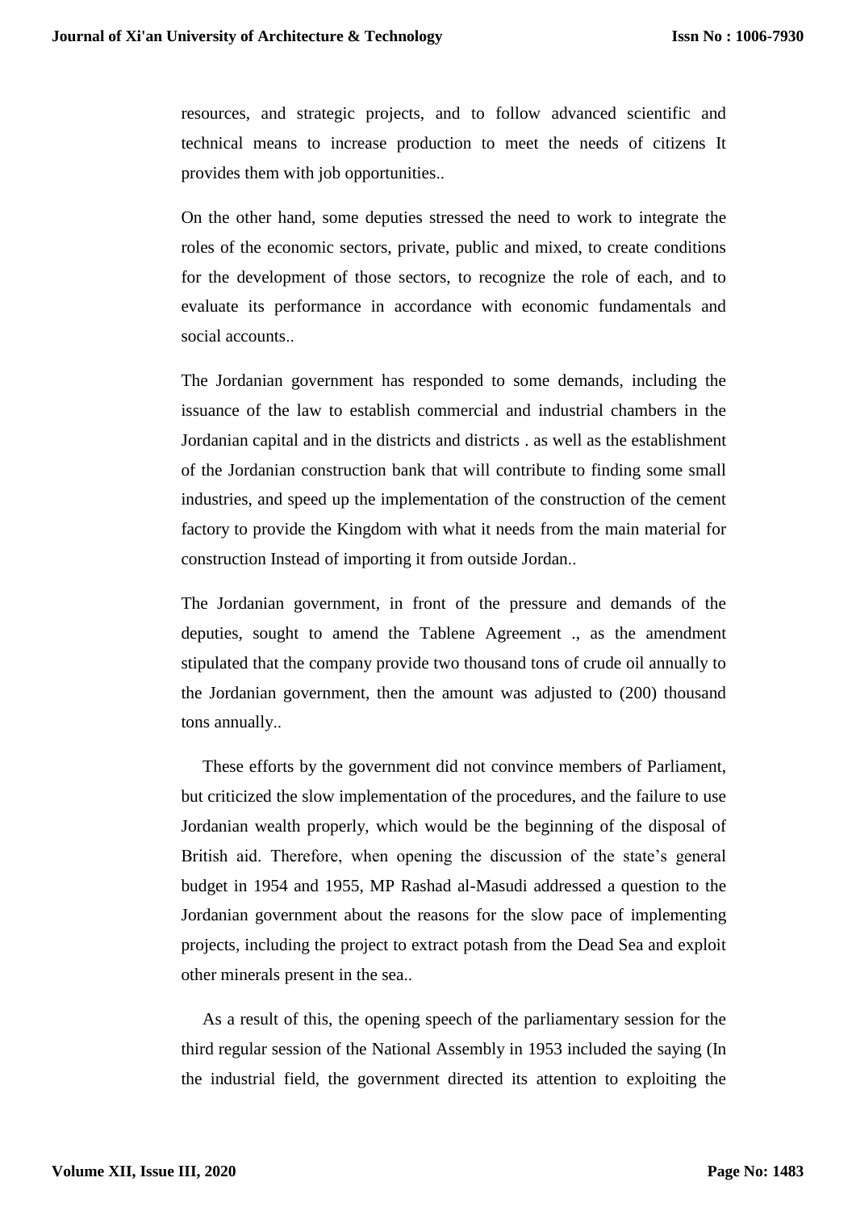resources, and strategic projects, and to follow advanced scientific and technical means to increase production to meet the needs of citizens It provides them with job opportunities..

On the other hand, some deputies stressed the need to work to integrate the roles of the economic sectors, private, public and mixed, to create conditions for the development of those sectors, to recognize the role of each, and to evaluate its performance in accordance with economic fundamentals and social accounts..

The Jordanian government has responded to some demands, including the issuance of the law to establish commercial and industrial chambers in the Jordanian capital and in the districts and districts . as well as the establishment of the Jordanian construction bank that will contribute to finding some small industries, and speed up the implementation of the construction of the cement factory to provide the Kingdom with what it needs from the main material for construction Instead of importing it from outside Jordan..

The Jordanian government, in front of the pressure and demands of the deputies, sought to amend the Tablene Agreement ., as the amendment stipulated that the company provide two thousand tons of crude oil annually to the Jordanian government, then the amount was adjusted to (200) thousand tons annually..

These efforts by the government did not convince members of Parliament, but criticized the slow implementation of the procedures, and the failure to use Jordanian wealth properly, which would be the beginning of the disposal of British aid. Therefore, when opening the discussion of the state's general budget in 1954 and 1955, MP Rashad al-Masudi addressed a question to the Jordanian government about the reasons for the slow pace of implementing projects, including the project to extract potash from the Dead Sea and exploit other minerals present in the sea..

As a result of this, the opening speech of the parliamentary session for the third regular session of the National Assembly in 1953 included the saying (In the industrial field, the government directed its attention to exploiting the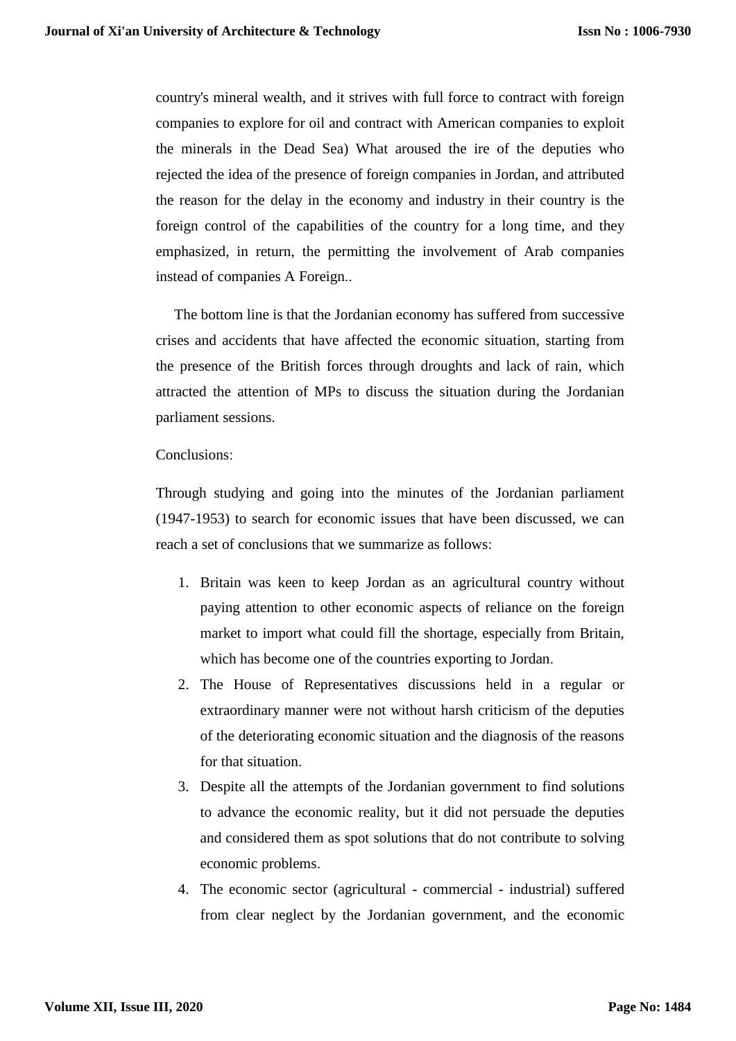country's mineral wealth, and it strives with full force to contract with foreign companies to explore for oil and contract with American companies to exploit the minerals in the Dead Sea) What aroused the ire of the deputies who rejected the idea of the presence of foreign companies in Jordan, and attributed the reason for the delay in the economy and industry in their country is the foreign control of the capabilities of the country for a long time, and they emphasized, in return, the permitting the involvement of Arab companies instead of companies A Foreign..

The bottom line is that the Jordanian economy has suffered from successive crises and accidents that have affected the economic situation, starting from the presence of the British forces through droughts and lack of rain, which attracted the attention of MPs to discuss the situation during the Jordanian parliament sessions.

Conclusions:

Through studying and going into the minutes of the Jordanian parliament (1947-1953) to search for economic issues that have been discussed, we can reach a set of conclusions that we summarize as follows:

1. Britain was keen to keep Jordan as an agricultural country without paying attention to other economic aspects of reliance on the foreign market to import what could fill the shortage, especially from Britain, which has become one of the countries exporting to Jordan.
2. The House of Representatives discussions held in a regular or extraordinary manner were not without harsh criticism of the deputies of the deteriorating economic situation and the diagnosis of the reasons for that situation.
3. Despite all the attempts of the Jordanian government to find solutions to advance the economic reality, but it did not persuade the deputies and considered them as spot solutions that do not contribute to solving economic problems.
4. The economic sector (agricultural - commercial - industrial) suffered from clear neglect by the Jordanian government, and the economic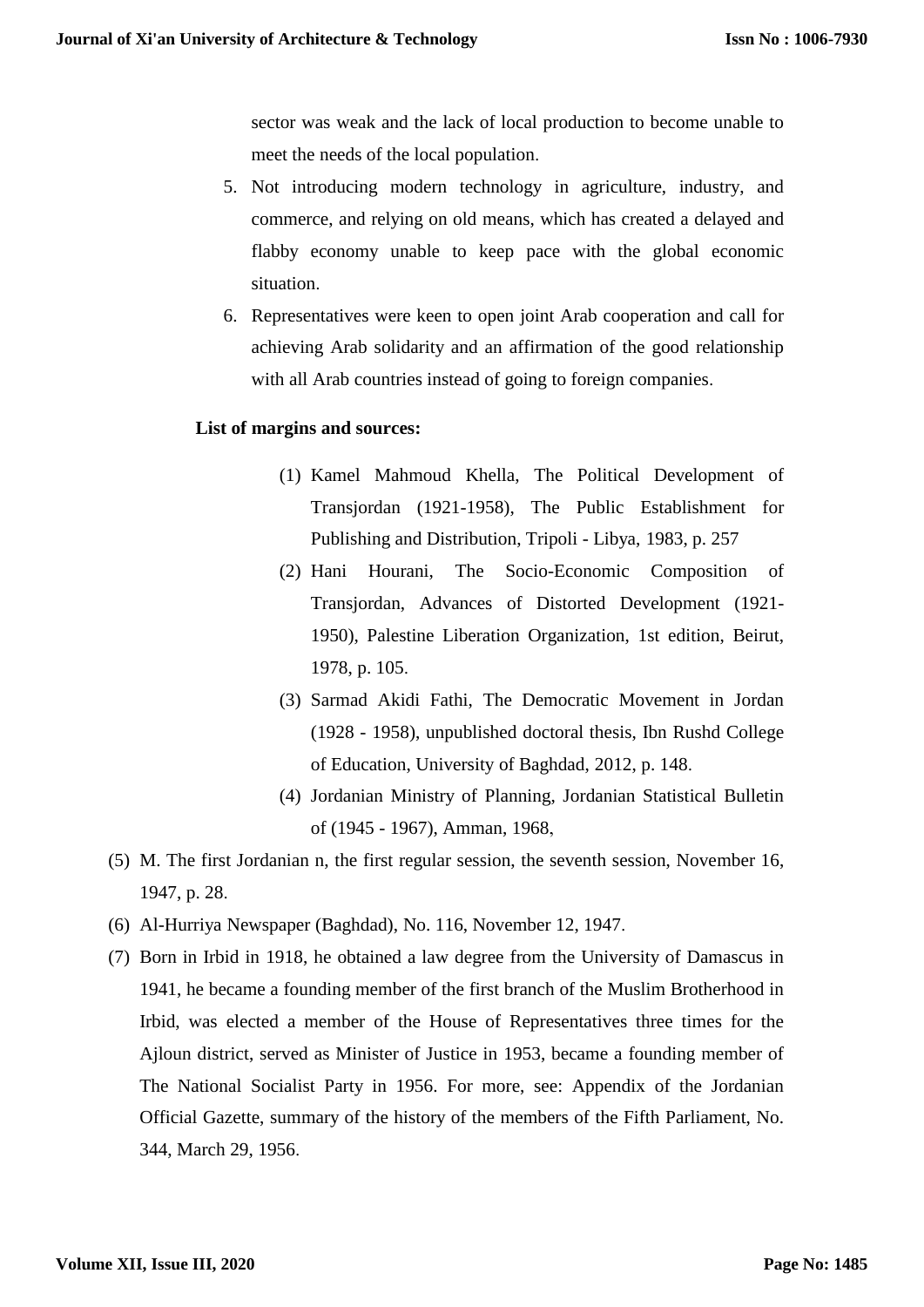sector was weak and the lack of local production to become unable to meet the needs of the local population.

5. Not introducing modern technology in agriculture, industry, and commerce, and relying on old means, which has created a delayed and flabby economy unable to keep pace with the global economic situation.
6. Representatives were keen to open joint Arab cooperation and call for achieving Arab solidarity and an affirmation of the good relationship with all Arab countries instead of going to foreign companies.

**List of margins and sources:**

(1) Kamel Mahmoud Khella, The Political Development of Transjordan (1921-1958), The Public Establishment for Publishing and Distribution, Tripoli - Libya, 1983, p. 257

(2) Hani Hourani, The Socio-Economic Composition of Transjordan, Advances of Distorted Development (1921-1950), Palestine Liberation Organization, 1st edition, Beirut, 1978, p. 105.

(3) Sarmad Akidi Fathi, The Democratic Movement in Jordan (1928 - 1958), unpublished doctoral thesis, Ibn Rushd College of Education, University of Baghdad, 2012, p. 148.

(4) Jordanian Ministry of Planning, Jordanian Statistical Bulletin of (1945 - 1967), Amman, 1968,

(5) M. The first Jordanian n, the first regular session, the seventh session, November 16, 1947, p. 28.

(6) Al-Hurriya Newspaper (Baghdad), No. 116, November 12, 1947.

(7) Born in Irbid in 1918, he obtained a law degree from the University of Damascus in 1941, he became a founding member of the first branch of the Muslim Brotherhood in Irbid, was elected a member of the House of Representatives three times for the Ajloun district, served as Minister of Justice in 1953, became a founding member of The National Socialist Party in 1956. For more, see: Appendix of the Jordanian Official Gazette, summary of the history of the members of the Fifth Parliament, No. 344, March 29, 1956.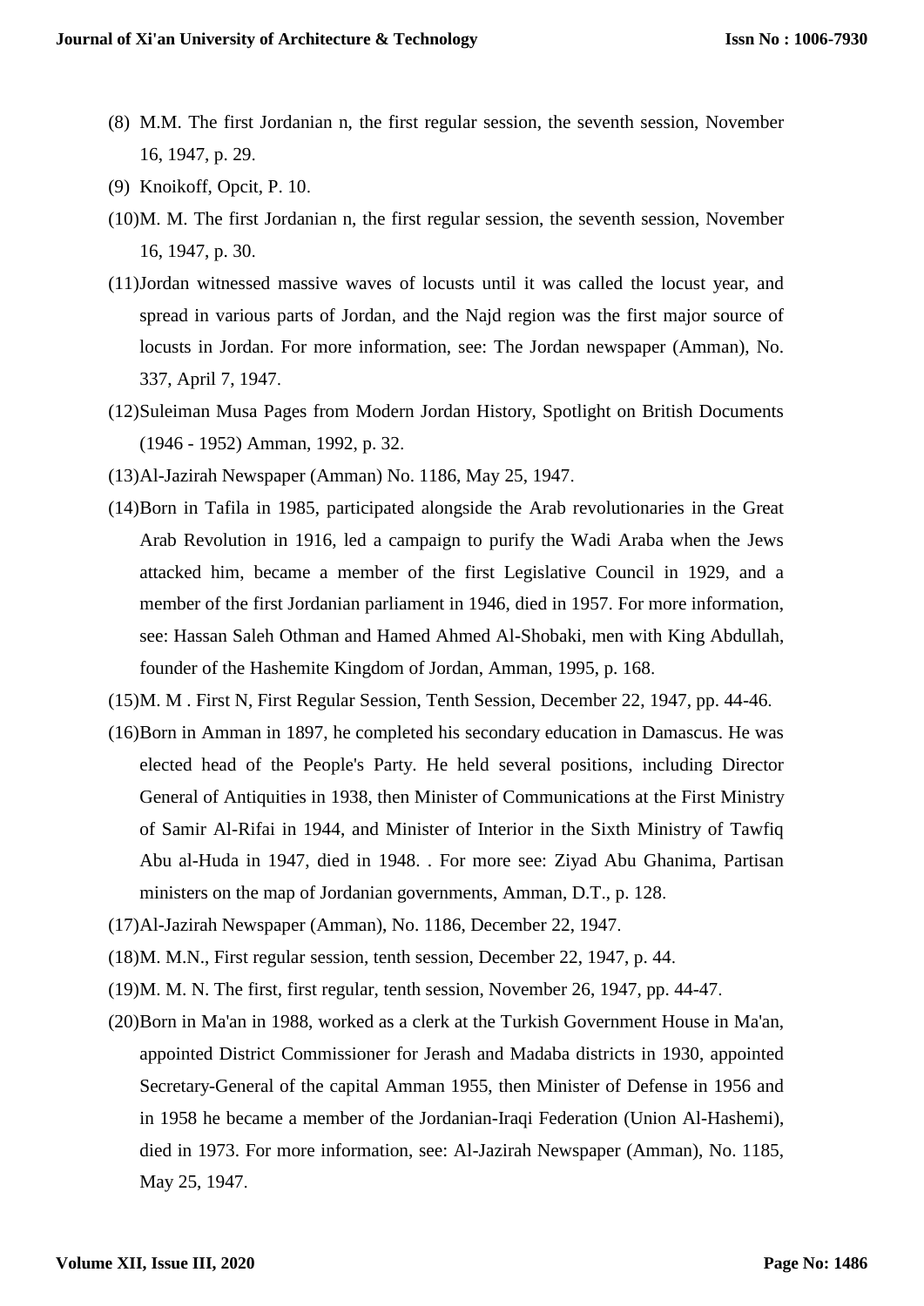(8) M.M. The first Jordanian n, the first regular session, the seventh session, November 16, 1947, p. 29.

(9) Knoikoff, Opcit, P. 10.

(10) M. M. The first Jordanian n, the first regular session, the seventh session, November 16, 1947, p. 30.

(11) Jordan witnessed massive waves of locusts until it was called the locust year, and spread in various parts of Jordan, and the Najd region was the first major source of locusts in Jordan. For more information, see: The Jordan newspaper (Amman), No. 337, April 7, 1947.

(12) Suleiman Musa Pages from Modern Jordan History, Spotlight on British Documents (1946 - 1952) Amman, 1992, p. 32.

(13) Al-Jazirah Newspaper (Amman) No. 1186, May 25, 1947.

(14) Born in Tafila in 1985, participated alongside the Arab revolutionaries in the Great Arab Revolution in 1916, led a campaign to purify the Wadi Araba when the Jews attacked him, became a member of the first Legislative Council in 1929, and a member of the first Jordanian parliament in 1946, died in 1957. For more information, see: Hassan Saleh Othman and Hamed Ahmed Al-Shobaki, men with King Abdullah, founder of the Hashemite Kingdom of Jordan, Amman, 1995, p. 168.

(15) M. M . First N, First Regular Session, Tenth Session, December 22, 1947, pp. 44-46.

(16) Born in Amman in 1897, he completed his secondary education in Damascus. He was elected head of the People's Party. He held several positions, including Director General of Antiquities in 1938, then Minister of Communications at the First Ministry of Samir Al-Rifai in 1944, and Minister of Interior in the Sixth Ministry of Tawfiq Abu al-Huda in 1947, died in 1948. . For more see: Ziyad Abu Ghanima, Partisan ministers on the map of Jordanian governments, Amman, D.T., p. 128.

(17) Al-Jazirah Newspaper (Amman), No. 1186, December 22, 1947.

(18) M. M.N., First regular session, tenth session, December 22, 1947, p. 44.

(19) M. M. N. The first, first regular, tenth session, November 26, 1947, pp. 44-47.

(20) Born in Ma'an in 1988, worked as a clerk at the Turkish Government House in Ma'an, appointed District Commissioner for Jerash and Madaba districts in 1930, appointed Secretary-General of the capital Amman 1955, then Minister of Defense in 1956 and in 1958 he became a member of the Jordanian-Iraqi Federation (Union Al-Hashemi), died in 1973. For more information, see: Al-Jazirah Newspaper (Amman), No. 1185, May 25, 1947.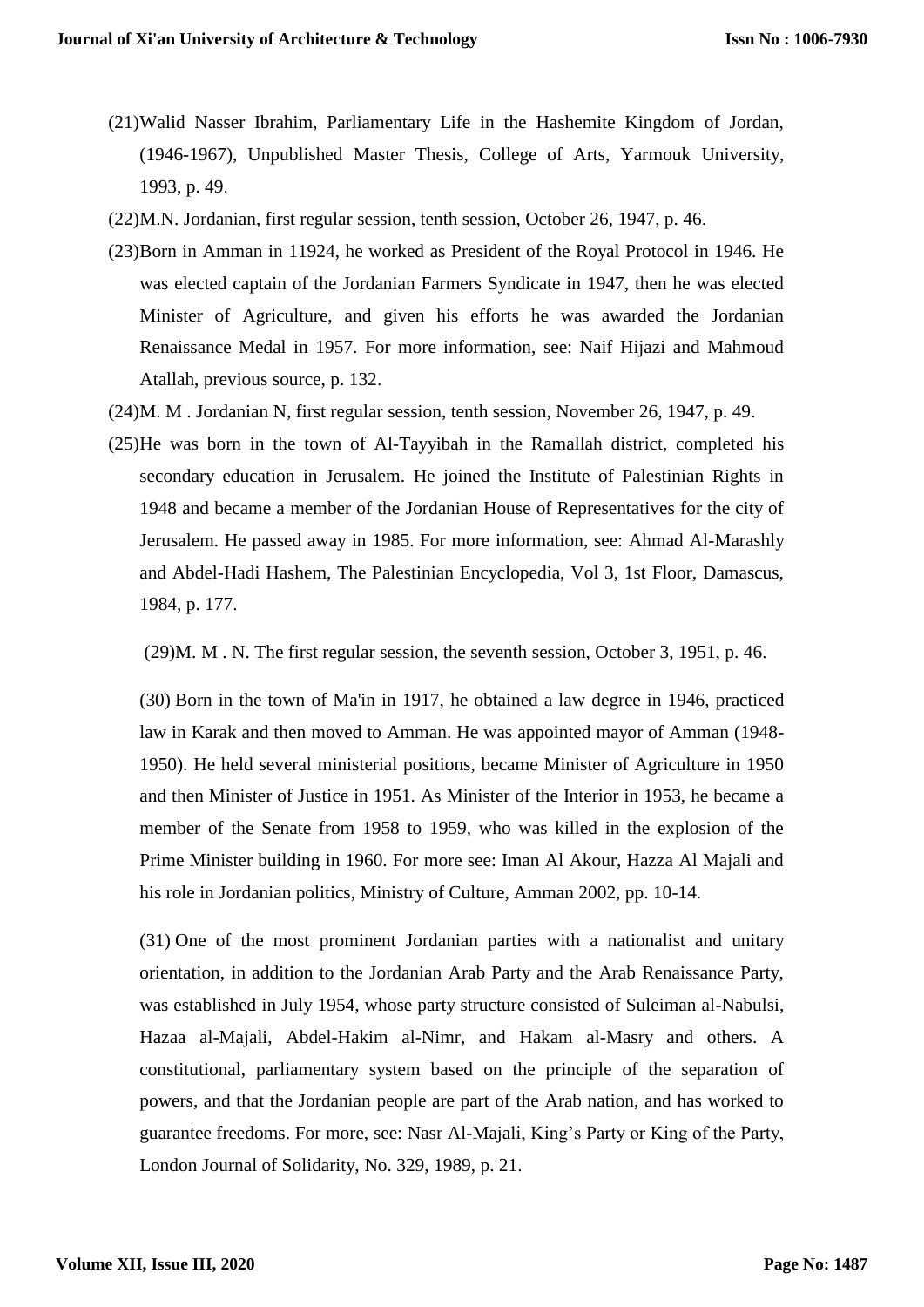(21)Walid Nasser Ibrahim, Parliamentary Life in the Hashemite Kingdom of Jordan, (1946-1967), Unpublished Master Thesis, College of Arts, Yarmouk University, 1993, p. 49.

(22)M.N. Jordanian, first regular session, tenth session, October 26, 1947, p. 46.

(23)Born in Amman in 11924, he worked as President of the Royal Protocol in 1946. He was elected captain of the Jordanian Farmers Syndicate in 1947, then he was elected Minister of Agriculture, and given his efforts he was awarded the Jordanian Renaissance Medal in 1957. For more information, see: Naif Hijazi and Mahmoud Atallah, previous source, p. 132.

(24)M. M . Jordanian N, first regular session, tenth session, November 26, 1947, p. 49.

(25)He was born in the town of Al-Tayyibah in the Ramallah district, completed his secondary education in Jerusalem. He joined the Institute of Palestinian Rights in 1948 and became a member of the Jordanian House of Representatives for the city of Jerusalem. He passed away in 1985. For more information, see: Ahmad Al-Marashly and Abdel-Hadi Hashem, The Palestinian Encyclopedia, Vol 3, 1st Floor, Damascus, 1984, p. 177.

(29)M. M . N. The first regular session, the seventh session, October 3, 1951, p. 46.

(30) Born in the town of Ma'in in 1917, he obtained a law degree in 1946, practiced law in Karak and then moved to Amman. He was appointed mayor of Amman (1948-1950). He held several ministerial positions, became Minister of Agriculture in 1950 and then Minister of Justice in 1951. As Minister of the Interior in 1953, he became a member of the Senate from 1958 to 1959, who was killed in the explosion of the Prime Minister building in 1960. For more see: Iman Al Akour, Hazza Al Majali and his role in Jordanian politics, Ministry of Culture, Amman 2002, pp. 10-14.

(31) One of the most prominent Jordanian parties with a nationalist and unitary orientation, in addition to the Jordanian Arab Party and the Arab Renaissance Party, was established in July 1954, whose party structure consisted of Suleiman al-Nabulsi, Hazaa al-Majali, Abdel-Hakim al-Nimr, and Hakam al-Masry and others. A constitutional, parliamentary system based on the principle of the separation of powers, and that the Jordanian people are part of the Arab nation, and has worked to guarantee freedoms. For more, see: Nasr Al-Majali, King's Party or King of the Party, London Journal of Solidarity, No. 329, 1989, p. 21.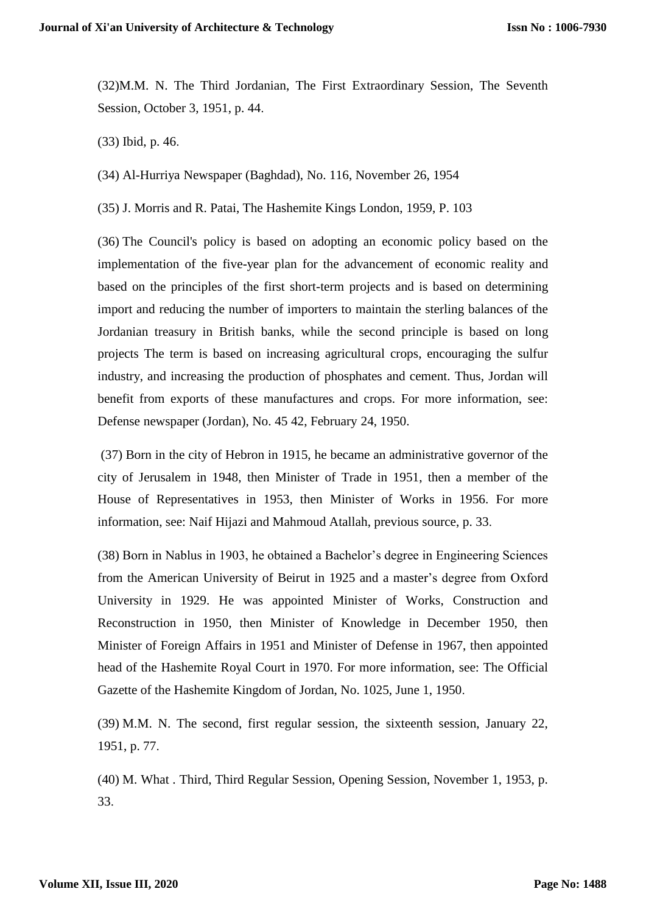(32)M.M. N. The Third Jordanian, The First Extraordinary Session, The Seventh Session, October 3, 1951, p. 44.

(33) Ibid, p. 46.

(34) Al-Hurriya Newspaper (Baghdad), No. 116, November 26, 1954

(35) J. Morris and R. Patai, The Hashemite Kings London, 1959, P. 103

(36) The Council's policy is based on adopting an economic policy based on the implementation of the five-year plan for the advancement of economic reality and based on the principles of the first short-term projects and is based on determining import and reducing the number of importers to maintain the sterling balances of the Jordanian treasury in British banks, while the second principle is based on long projects The term is based on increasing agricultural crops, encouraging the sulfur industry, and increasing the production of phosphates and cement. Thus, Jordan will benefit from exports of these manufactures and crops. For more information, see: Defense newspaper (Jordan), No. 45 42, February 24, 1950.

(37) Born in the city of Hebron in 1915, he became an administrative governor of the city of Jerusalem in 1948, then Minister of Trade in 1951, then a member of the House of Representatives in 1953, then Minister of Works in 1956. For more information, see: Naif Hijazi and Mahmoud Atallah, previous source, p. 33.

(38) Born in Nablus in 1903, he obtained a Bachelor's degree in Engineering Sciences from the American University of Beirut in 1925 and a master's degree from Oxford University in 1929. He was appointed Minister of Works, Construction and Reconstruction in 1950, then Minister of Knowledge in December 1950, then Minister of Foreign Affairs in 1951 and Minister of Defense in 1967, then appointed head of the Hashemite Royal Court in 1970. For more information, see: The Official Gazette of the Hashemite Kingdom of Jordan, No. 1025, June 1, 1950.

(39) M.M. N. The second, first regular session, the sixteenth session, January 22, 1951, p. 77.

(40) M. What . Third, Third Regular Session, Opening Session, November 1, 1953, p. 33.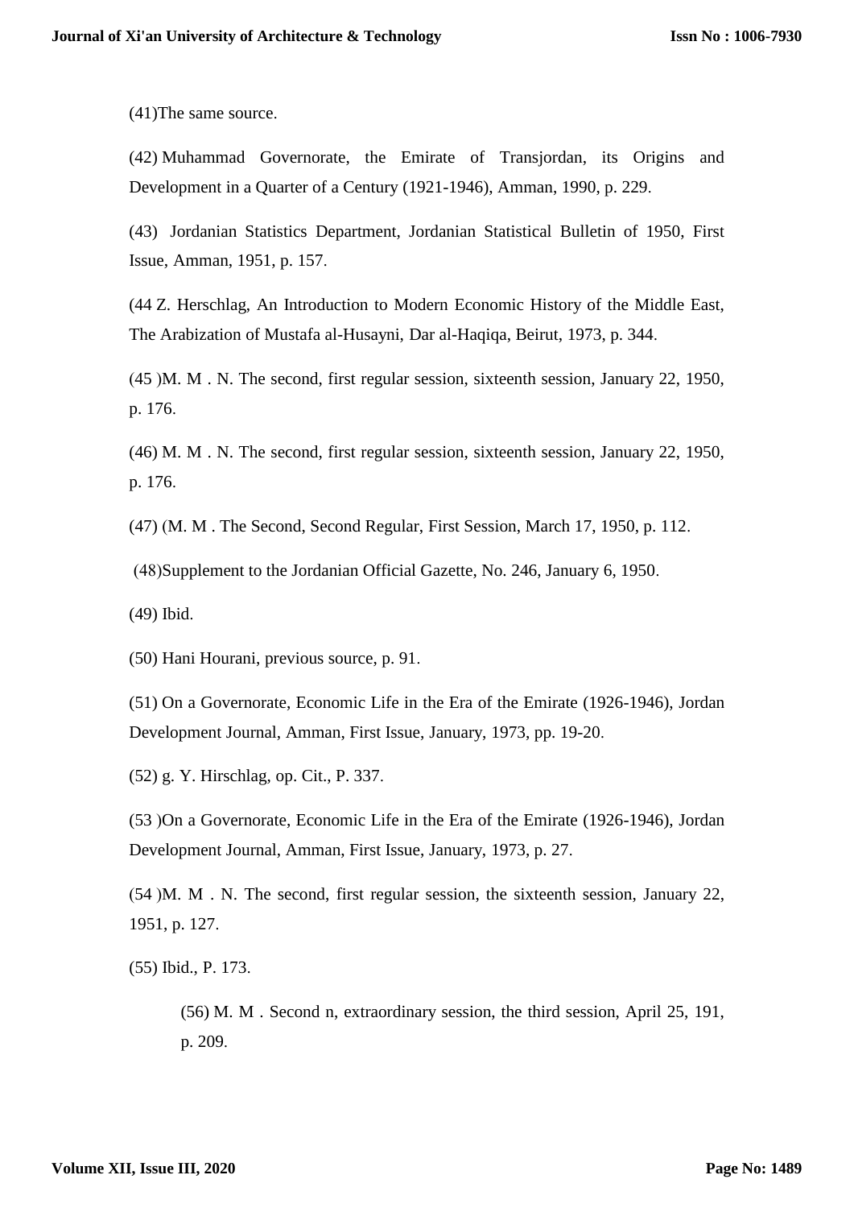(41)The same source.

(42) Muhammad Governorate, the Emirate of Transjordan, its Origins and Development in a Quarter of a Century (1921-1946), Amman, 1990, p. 229.

(43) Jordanian Statistics Department, Jordanian Statistical Bulletin of 1950, First Issue, Amman, 1951, p. 157.

(44 Z. Herschlag, An Introduction to Modern Economic History of the Middle East, The Arabization of Mustafa al-Husayni, Dar al-Haqiqa, Beirut, 1973, p. 344.

(45 )M. M . N. The second, first regular session, sixteenth session, January 22, 1950, p. 176.

(46) M. M . N. The second, first regular session, sixteenth session, January 22, 1950, p. 176.

(47) (M. M . The Second, Second Regular, First Session, March 17, 1950, p. 112.

(48)Supplement to the Jordanian Official Gazette, No. 246, January 6, 1950.

(49) Ibid.

(50) Hani Hourani, previous source, p. 91.

(51) On a Governorate, Economic Life in the Era of the Emirate (1926-1946), Jordan Development Journal, Amman, First Issue, January, 1973, pp. 19-20.

(52) g. Y. Hirschlag, op. Cit., P. 337.

(53 )On a Governorate, Economic Life in the Era of the Emirate (1926-1946), Jordan Development Journal, Amman, First Issue, January, 1973, p. 27.

(54 )M. M . N. The second, first regular session, the sixteenth session, January 22, 1951, p. 127.

(55) Ibid., P. 173.

(56) M. M . Second n, extraordinary session, the third session, April 25, 191, p. 209.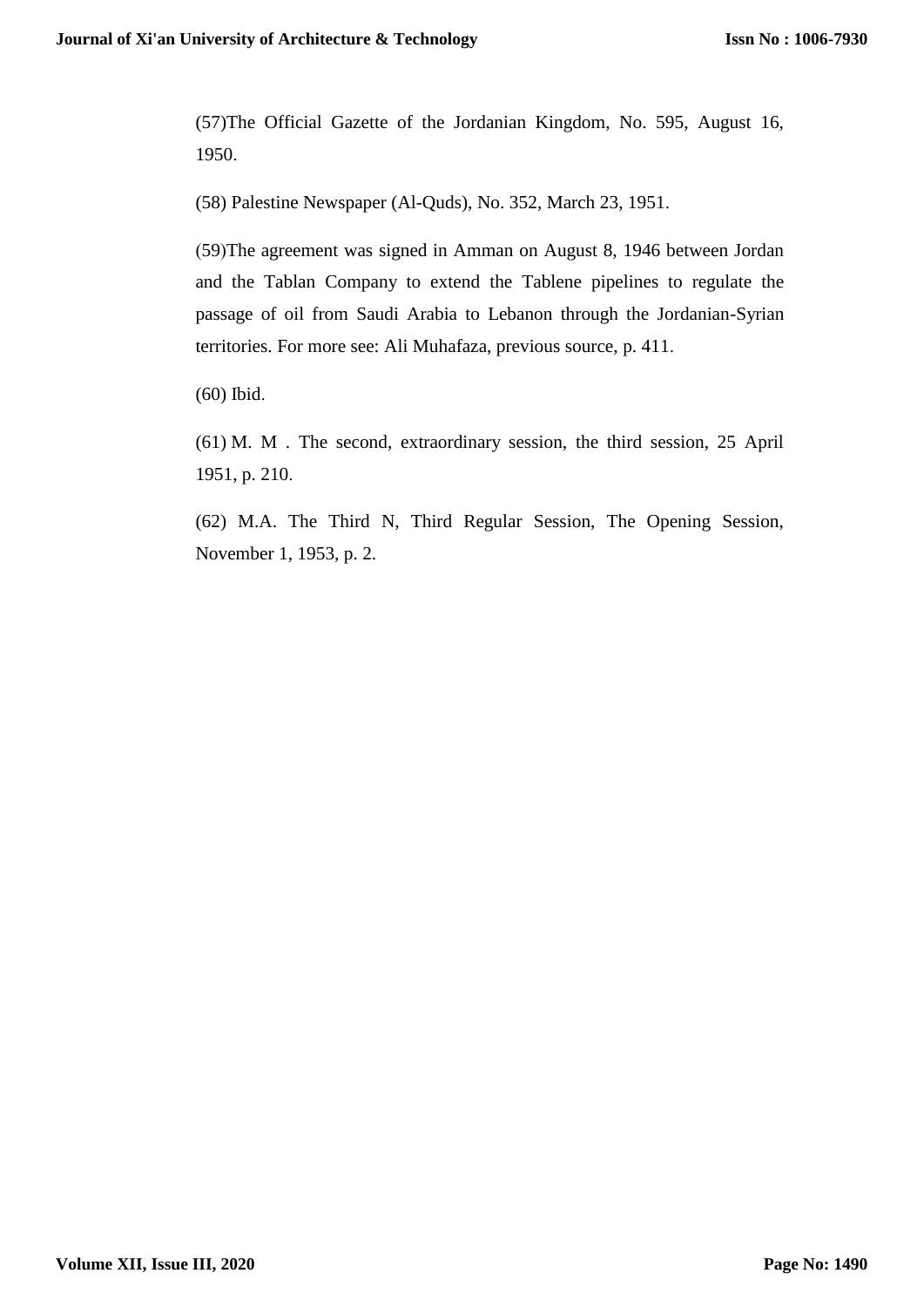(57)The Official Gazette of the Jordanian Kingdom, No. 595, August 16, 1950.

(58) Palestine Newspaper (Al-Quds), No. 352, March 23, 1951.

(59)The agreement was signed in Amman on August 8, 1946 between Jordan and the Tablan Company to extend the Tablene pipelines to regulate the passage of oil from Saudi Arabia to Lebanon through the Jordanian-Syrian territories. For more see: Ali Muhafaza, previous source, p. 411.

(60) Ibid.

(61) M. M . The second, extraordinary session, the third session, 25 April 1951, p. 210.

(62) M.A. The Third N, Third Regular Session, The Opening Session, November 1, 1953, p. 2.